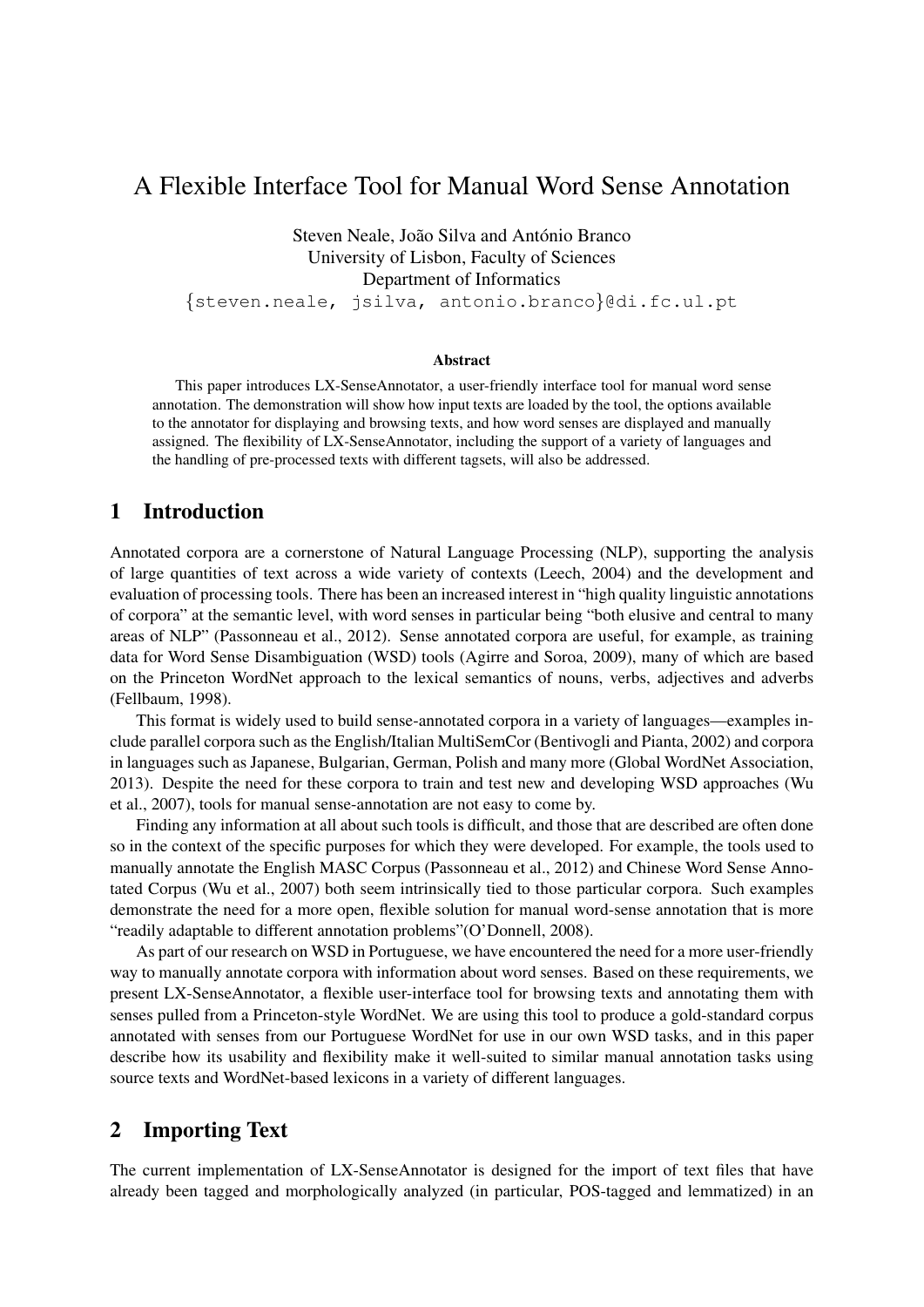# A Flexible Interface Tool for Manual Word Sense Annotation

Steven Neale, João Silva and António Branco
University of Lisbon, Faculty of Sciences
Department of Informatics
{steven.neale, jsilva, antonio.branco}@di.fc.ul.pt

### Abstract

This paper introduces LX-SenseAnnotator, a user-friendly interface tool for manual word sense annotation. The demonstration will show how input texts are loaded by the tool, the options available to the annotator for displaying and browsing texts, and how word senses are displayed and manually assigned. The flexibility of LX-SenseAnnotator, including the support of a variety of languages and the handling of pre-processed texts with different tagsets, will also be addressed.

## 1 Introduction

Annotated corpora are a cornerstone of Natural Language Processing (NLP), supporting the analysis of large quantities of text across a wide variety of contexts (Leech, 2004) and the development and evaluation of processing tools. There has been an increased interest in "high quality linguistic annotations of corpora" at the semantic level, with word senses in particular being "both elusive and central to many areas of NLP" (Passonneau et al., 2012). Sense annotated corpora are useful, for example, as training data for Word Sense Disambiguation (WSD) tools (Agirre and Soroa, 2009), many of which are based on the Princeton WordNet approach to the lexical semantics of nouns, verbs, adjectives and adverbs (Fellbaum, 1998).

This format is widely used to build sense-annotated corpora in a variety of languages—examples include parallel corpora such as the English/Italian MultiSemCor (Bentivogli and Pianta, 2002) and corpora in languages such as Japanese, Bulgarian, German, Polish and many more (Global WordNet Association, 2013). Despite the need for these corpora to train and test new and developing WSD approaches (Wu et al., 2007), tools for manual sense-annotation are not easy to come by.

Finding any information at all about such tools is difficult, and those that are described are often done so in the context of the specific purposes for which they were developed. For example, the tools used to manually annotate the English MASC Corpus (Passonneau et al., 2012) and Chinese Word Sense Annotated Corpus (Wu et al., 2007) both seem intrinsically tied to those particular corpora. Such examples demonstrate the need for a more open, flexible solution for manual word-sense annotation that is more "readily adaptable to different annotation problems"(O'Donnell, 2008).

As part of our research on WSD in Portuguese, we have encountered the need for a more user-friendly way to manually annotate corpora with information about word senses. Based on these requirements, we present LX-SenseAnnotator, a flexible user-interface tool for browsing texts and annotating them with senses pulled from a Princeton-style WordNet. We are using this tool to produce a gold-standard corpus annotated with senses from our Portuguese WordNet for use in our own WSD tasks, and in this paper describe how its usability and flexibility make it well-suited to similar manual annotation tasks using source texts and WordNet-based lexicons in a variety of different languages.

## 2 Importing Text

The current implementation of LX-SenseAnnotator is designed for the import of text files that have already been tagged and morphologically analyzed (in particular, POS-tagged and lemmatized) in an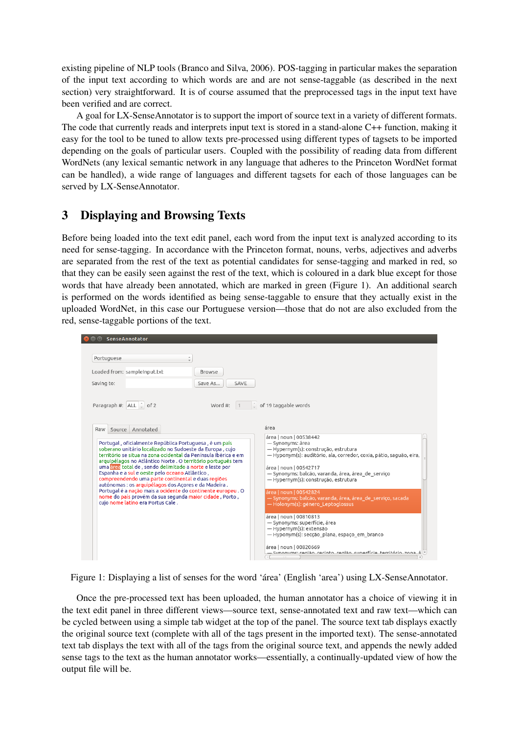existing pipeline of NLP tools (Branco and Silva, 2006). POS-tagging in particular makes the separation of the input text according to which words are and are not sense-taggable (as described in the next section) very straightforward. It is of course assumed that the preprocessed tags in the input text have been verified and are correct.

A goal for LX-SenseAnnotator is to support the import of source text in a variety of different formats. The code that currently reads and interprets input text is stored in a stand-alone C++ function, making it easy for the tool to be tuned to allow texts pre-processed using different types of tagsets to be imported depending on the goals of particular users. Coupled with the possibility of reading data from different WordNets (any lexical semantic network in any language that adheres to the Princeton WordNet format can be handled), a wide range of languages and different tagsets for each of those languages can be served by LX-SenseAnnotator.

## 3 Displaying and Browsing Texts

Before being loaded into the text edit panel, each word from the input text is analyzed according to its need for sense-tagging. In accordance with the Princeton format, nouns, verbs, adjectives and adverbs are separated from the rest of the text as potential candidates for sense-tagging and marked in red, so that they can be easily seen against the rest of the text, which is coloured in a dark blue except for those words that have already been annotated, which are marked in green (Figure 1). An additional search is performed on the words identified as being sense-taggable to ensure that they actually exist in the uploaded WordNet, in this case our Portuguese version—those that do not are also excluded from the red, sense-taggable portions of the text.

Figure 1: Displaying a list of senses for the word 'área' (English 'area') using LX-SenseAnnotator.

Once the pre-processed text has been uploaded, the human annotator has a choice of viewing it in the text edit panel in three different views—source text, sense-annotated text and raw text—which can be cycled between using a simple tab widget at the top of the panel. The source text tab displays exactly the original source text (complete with all of the tags present in the imported text). The sense-annotated text tab displays the text with all of the tags from the original source text, and appends the newly added sense tags to the text as the human annotator works—essentially, a continually-updated view of how the output file will be.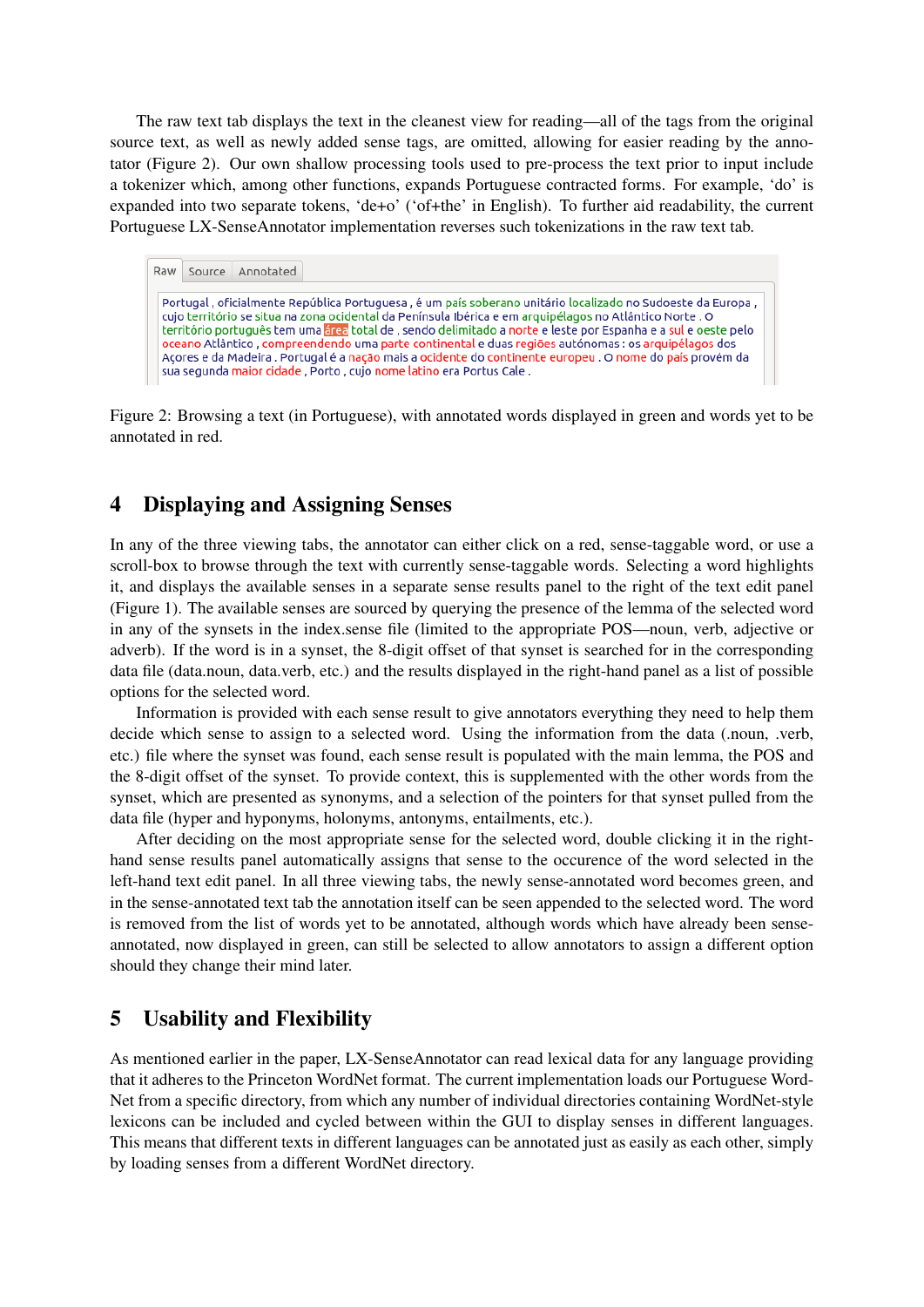The raw text tab displays the text in the cleanest view for reading—all of the tags from the original source text, as well as newly added sense tags, are omitted, allowing for easier reading by the annotator (Figure 2). Our own shallow processing tools used to pre-process the text prior to input include a tokenizer which, among other functions, expands Portuguese contracted forms. For example, 'do' is expanded into two separate tokens, 'de+o' ('of+the' in English). To further aid readability, the current Portuguese LX-SenseAnnotator implementation reverses such tokenizations in the raw text tab.

Figure 2: Browsing a text (in Portuguese), with annotated words displayed in green and words yet to be annotated in red.

## 4 Displaying and Assigning Senses

In any of the three viewing tabs, the annotator can either click on a red, sense-taggable word, or use a scroll-box to browse through the text with currently sense-taggable words. Selecting a word highlights it, and displays the available senses in a separate sense results panel to the right of the text edit panel (Figure 1). The available senses are sourced by querying the presence of the lemma of the selected word in any of the synsets in the index.sense file (limited to the appropriate POS—noun, verb, adjective or adverb). If the word is in a synset, the 8-digit offset of that synset is searched for in the corresponding data file (data.noun, data.verb, etc.) and the results displayed in the right-hand panel as a list of possible options for the selected word.

Information is provided with each sense result to give annotators everything they need to help them decide which sense to assign to a selected word. Using the information from the data (.noun, .verb, etc.) file where the synset was found, each sense result is populated with the main lemma, the POS and the 8-digit offset of the synset. To provide context, this is supplemented with the other words from the synset, which are presented as synonyms, and a selection of the pointers for that synset pulled from the data file (hyper and hyponyms, holonyms, antonyms, entailments, etc.).

After deciding on the most appropriate sense for the selected word, double clicking it in the right-hand sense results panel automatically assigns that sense to the occurence of the word selected in the left-hand text edit panel. In all three viewing tabs, the newly sense-annotated word becomes green, and in the sense-annotated text tab the annotation itself can be seen appended to the selected word. The word is removed from the list of words yet to be annotated, although words which have already been sense-annotated, now displayed in green, can still be selected to allow annotators to assign a different option should they change their mind later.

## 5 Usability and Flexibility

As mentioned earlier in the paper, LX-SenseAnnotator can read lexical data for any language providing that it adheres to the Princeton WordNet format. The current implementation loads our Portuguese WordNet from a specific directory, from which any number of individual directories containing WordNet-style lexicons can be included and cycled between within the GUI to display senses in different languages. This means that different texts in different languages can be annotated just as easily as each other, simply by loading senses from a different WordNet directory.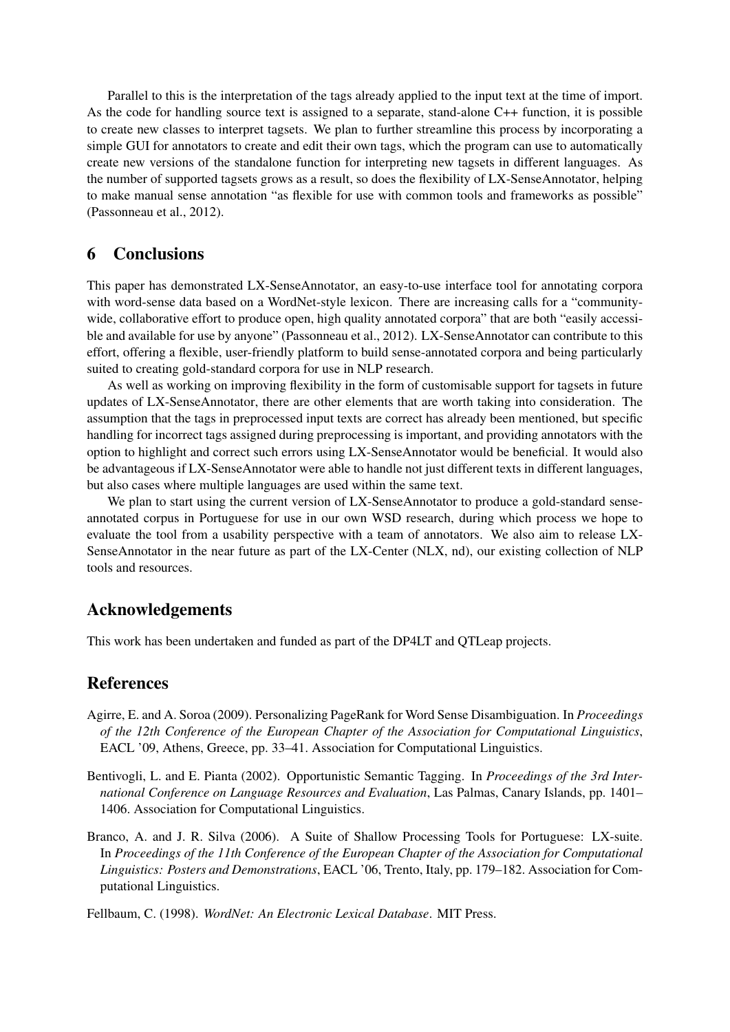Parallel to this is the interpretation of the tags already applied to the input text at the time of import. As the code for handling source text is assigned to a separate, stand-alone C++ function, it is possible to create new classes to interpret tagsets. We plan to further streamline this process by incorporating a simple GUI for annotators to create and edit their own tags, which the program can use to automatically create new versions of the standalone function for interpreting new tagsets in different languages. As the number of supported tagsets grows as a result, so does the flexibility of LX-SenseAnnotator, helping to make manual sense annotation "as flexible for use with common tools and frameworks as possible" (Passonneau et al., 2012).

## 6 Conclusions

This paper has demonstrated LX-SenseAnnotator, an easy-to-use interface tool for annotating corpora with word-sense data based on a WordNet-style lexicon. There are increasing calls for a "community-wide, collaborative effort to produce open, high quality annotated corpora" that are both "easily accessible and available for use by anyone" (Passonneau et al., 2012). LX-SenseAnnotator can contribute to this effort, offering a flexible, user-friendly platform to build sense-annotated corpora and being particularly suited to creating gold-standard corpora for use in NLP research.

As well as working on improving flexibility in the form of customisable support for tagsets in future updates of LX-SenseAnnotator, there are other elements that are worth taking into consideration. The assumption that the tags in preprocessed input texts are correct has already been mentioned, but specific handling for incorrect tags assigned during preprocessing is important, and providing annotators with the option to highlight and correct such errors using LX-SenseAnnotator would be beneficial. It would also be advantageous if LX-SenseAnnotator were able to handle not just different texts in different languages, but also cases where multiple languages are used within the same text.

We plan to start using the current version of LX-SenseAnnotator to produce a gold-standard sense-annotated corpus in Portuguese for use in our own WSD research, during which process we hope to evaluate the tool from a usability perspective with a team of annotators. We also aim to release LX-SenseAnnotator in the near future as part of the LX-Center (NLX, nd), our existing collection of NLP tools and resources.

## Acknowledgements

This work has been undertaken and funded as part of the DP4LT and QTLeap projects.

## References

Agirre, E. and A. Soroa (2009). Personalizing PageRank for Word Sense Disambiguation. In *Proceedings of the 12th Conference of the European Chapter of the Association for Computational Linguistics*, EACL '09, Athens, Greece, pp. 33–41. Association for Computational Linguistics.

Bentivogli, L. and E. Pianta (2002). Opportunistic Semantic Tagging. In *Proceedings of the 3rd International Conference on Language Resources and Evaluation*, Las Palmas, Canary Islands, pp. 1401–1406. Association for Computational Linguistics.

Branco, A. and J. R. Silva (2006). A Suite of Shallow Processing Tools for Portuguese: LX-suite. In *Proceedings of the 11th Conference of the European Chapter of the Association for Computational Linguistics: Posters and Demonstrations*, EACL '06, Trento, Italy, pp. 179–182. Association for Computational Linguistics.

Fellbaum, C. (1998). *WordNet: An Electronic Lexical Database*. MIT Press.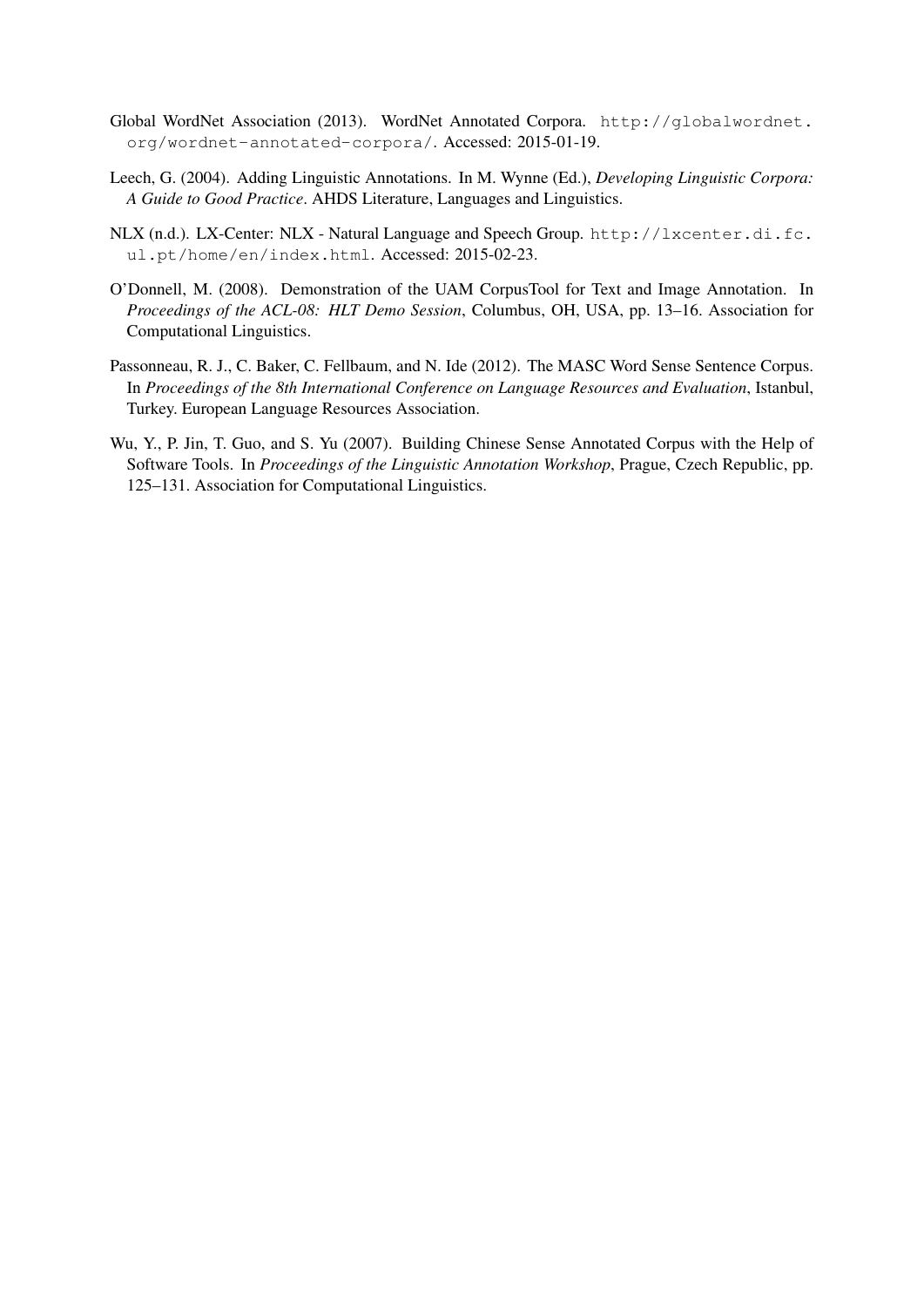Global WordNet Association (2013). WordNet Annotated Corpora. http://globalwordnet.org/wordnet-annotated-corpora/. Accessed: 2015-01-19.

Leech, G. (2004). Adding Linguistic Annotations. In M. Wynne (Ed.), *Developing Linguistic Corpora: A Guide to Good Practice*. AHDS Literature, Languages and Linguistics.

NLX (n.d.). LX-Center: NLX - Natural Language and Speech Group. http://lxcenter.di.fc.ul.pt/home/en/index.html. Accessed: 2015-02-23.

O'Donnell, M. (2008). Demonstration of the UAM CorpusTool for Text and Image Annotation. In *Proceedings of the ACL-08: HLT Demo Session*, Columbus, OH, USA, pp. 13–16. Association for Computational Linguistics.

Passonneau, R. J., C. Baker, C. Fellbaum, and N. Ide (2012). The MASC Word Sense Sentence Corpus. In *Proceedings of the 8th International Conference on Language Resources and Evaluation*, Istanbul, Turkey. European Language Resources Association.

Wu, Y., P. Jin, T. Guo, and S. Yu (2007). Building Chinese Sense Annotated Corpus with the Help of Software Tools. In *Proceedings of the Linguistic Annotation Workshop*, Prague, Czech Republic, pp. 125–131. Association for Computational Linguistics.